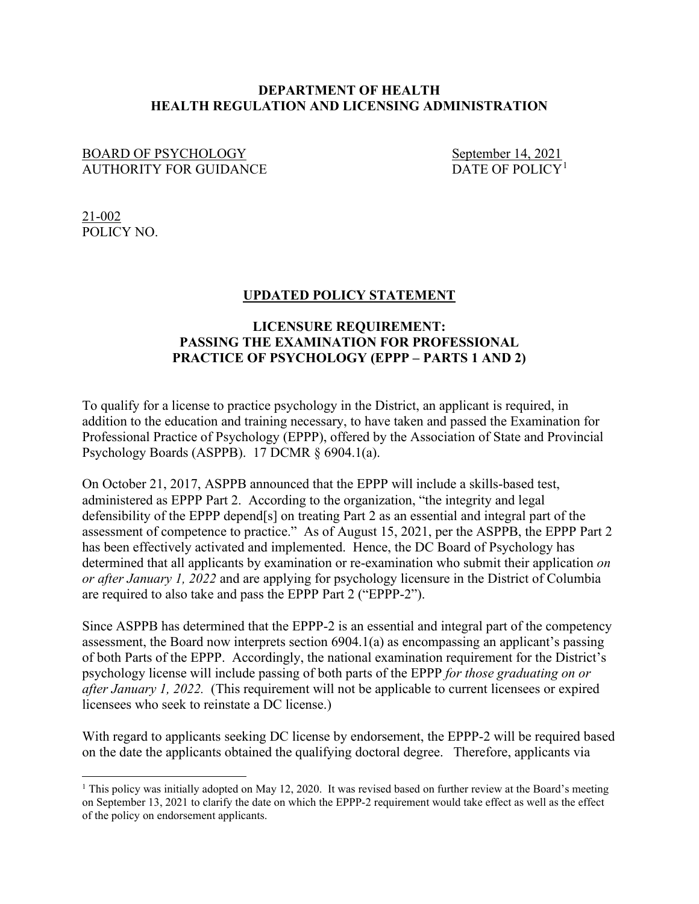**DEPARTMENT OF HEALTH**
**HEALTH REGULATION AND LICENSING ADMINISTRATION**

BOARD OF PSYCHOLOGY
AUTHORITY FOR GUIDANCE

September 14, 2021
DATE OF POLICY[1]

21-002
POLICY NO.

## UPDATED POLICY STATEMENT

### LICENSURE REQUIREMENT: PASSING THE EXAMINATION FOR PROFESSIONAL PRACTICE OF PSYCHOLOGY (EPPP – PARTS 1 AND 2)

To qualify for a license to practice psychology in the District, an applicant is required, in addition to the education and training necessary, to have taken and passed the Examination for Professional Practice of Psychology (EPPP), offered by the Association of State and Provincial Psychology Boards (ASPPB). 17 DCMR § 6904.1(a).

On October 21, 2017, ASPPB announced that the EPPP will include a skills-based test, administered as EPPP Part 2. According to the organization, "the integrity and legal defensibility of the EPPP depend[s] on treating Part 2 as an essential and integral part of the assessment of competence to practice." As of August 15, 2021, per the ASPPB, the EPPP Part 2 has been effectively activated and implemented. Hence, the DC Board of Psychology has determined that all applicants by examination or re-examination who submit their application *on or after January 1, 2022* and are applying for psychology licensure in the District of Columbia are required to also take and pass the EPPP Part 2 ("EPPP-2").

Since ASPPB has determined that the EPPP-2 is an essential and integral part of the competency assessment, the Board now interprets section 6904.1(a) as encompassing an applicant's passing of both Parts of the EPPP. Accordingly, the national examination requirement for the District's psychology license will include passing of both parts of the EPPP *for those graduating on or after January 1, 2022.* (This requirement will not be applicable to current licensees or expired licensees who seek to reinstate a DC license.)

With regard to applicants seeking DC license by endorsement, the EPPP-2 will be required based on the date the applicants obtained the qualifying doctoral degree. Therefore, applicants via

[1] This policy was initially adopted on May 12, 2020. It was revised based on further review at the Board's meeting on September 13, 2021 to clarify the date on which the EPPP-2 requirement would take effect as well as the effect of the policy on endorsement applicants.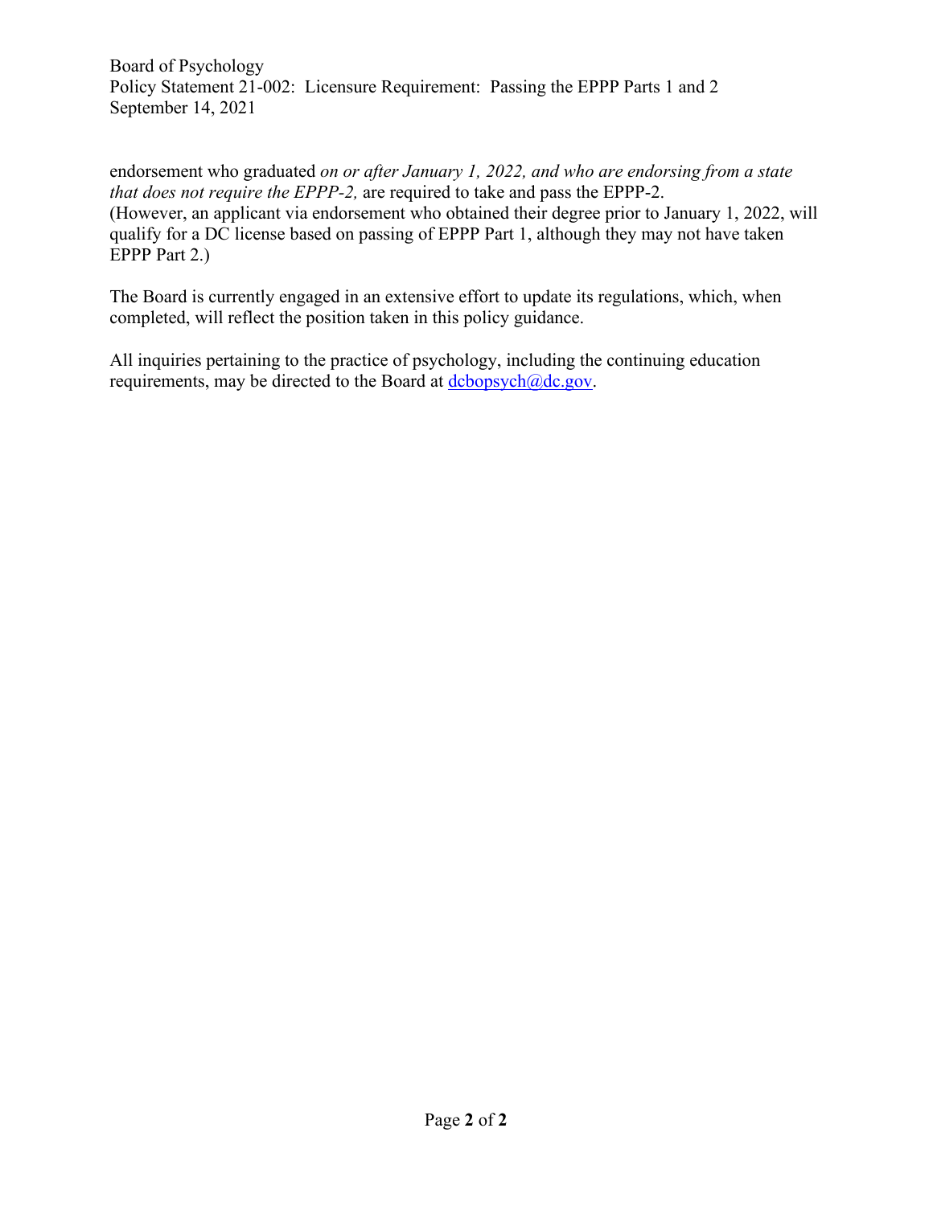endorsement who graduated *on or after January 1, 2022, and who are endorsing from a state that does not require the EPPP-2,* are required to take and pass the EPPP-2. (However, an applicant via endorsement who obtained their degree prior to January 1, 2022, will qualify for a DC license based on passing of EPPP Part 1, although they may not have taken EPPP Part 2.)

The Board is currently engaged in an extensive effort to update its regulations, which, when completed, will reflect the position taken in this policy guidance.

All inquiries pertaining to the practice of psychology, including the continuing education requirements, may be directed to the Board at dcbopsych@dc.gov.